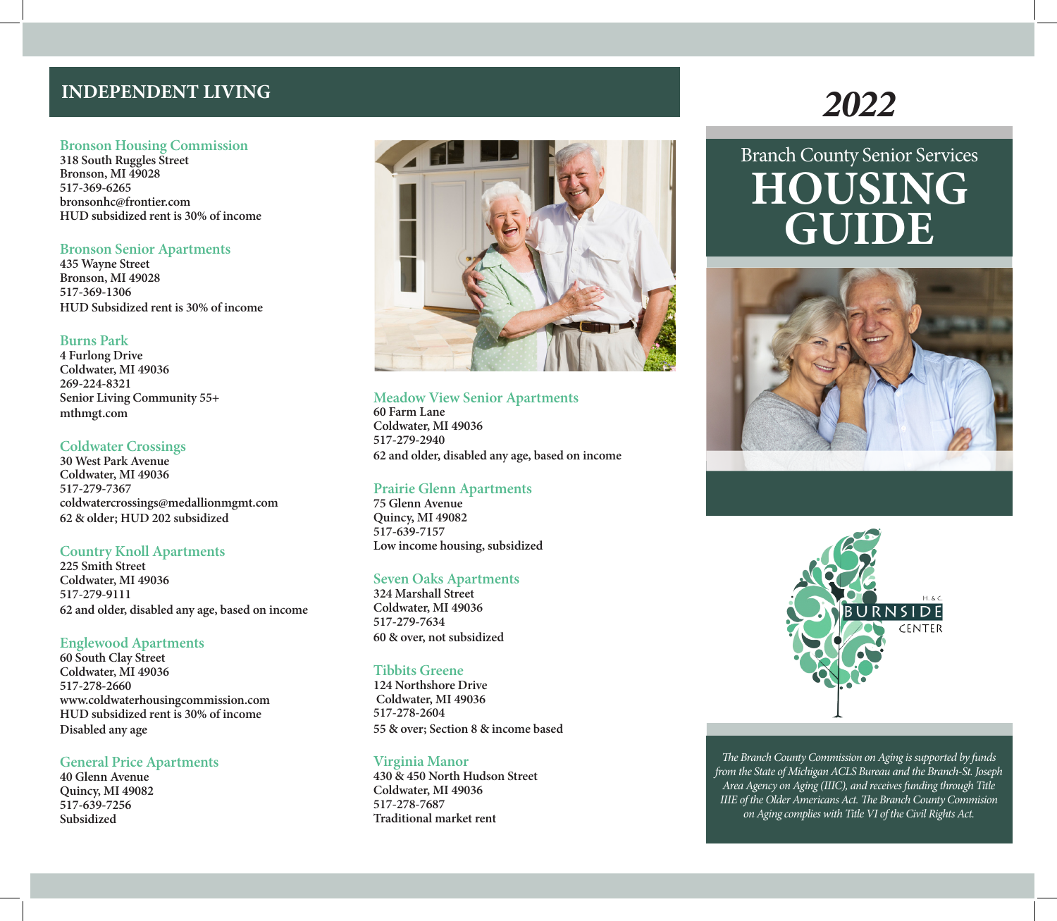# 2022

## Branch County Senior Services

# HOUSING GUIDE

## INDEPENDENT LIVING

### Bronson Housing Commission
318 South Ruggles Street
Bronson, MI 49028
517-369-6265
bronsonhc@frontier.com
HUD subsidized rent is 30% of income

### Bronson Senior Apartments
435 Wayne Street
Bronson, MI 49028
517-369-1306
HUD Subsidized rent is 30% of income

### Burns Park
4 Furlong Drive
Coldwater, MI 49036
269-224-8321
Senior Living Community 55+
mthmgt.com

### Coldwater Crossings
30 West Park Avenue
Coldwater, MI 49036
517-279-7367
coldwatercrossings@medallionmgmt.com
62 & older; HUD 202 subsidized

### Country Knoll Apartments
225 Smith Street
Coldwater, MI 49036
517-279-9111
62 and older, disabled any age, based on income

### Englewood Apartments
60 South Clay Street
Coldwater, MI 49036
517-278-2660
www.coldwaterhousingcommission.com
HUD subsidized rent is 30% of income
Disabled any age

### General Price Apartments
40 Glenn Avenue
Quincy, MI 49082
517-639-7256
Subsidized

### Meadow View Senior Apartments
60 Farm Lane
Coldwater, MI 49036
517-279-2940
62 and older, disabled any age, based on income

### Prairie Glenn Apartments
75 Glenn Avenue
Quincy, MI 49082
517-639-7157
Low income housing, subsidized

### Seven Oaks Apartments
324 Marshall Street
Coldwater, MI 49036
517-279-7634
60 & over, not subsidized

### Tibbits Greene
124 Northshore Drive
Coldwater, MI 49036
517-278-2604
55 & over; Section 8 & income based

### Virginia Manor
430 & 450 North Hudson Street
Coldwater, MI 49036
517-278-7687
Traditional market rent

H. & C. BURNSIDE CENTER

*The Branch County Commission on Aging is supported by funds from the State of Michigan ACLS Bureau and the Branch-St. Joseph Area Agency on Aging (IIIC), and receives funding through Title IIIE of the Older Americans Act. The Branch County Commision on Aging complies with Title VI of the Civil Rights Act.*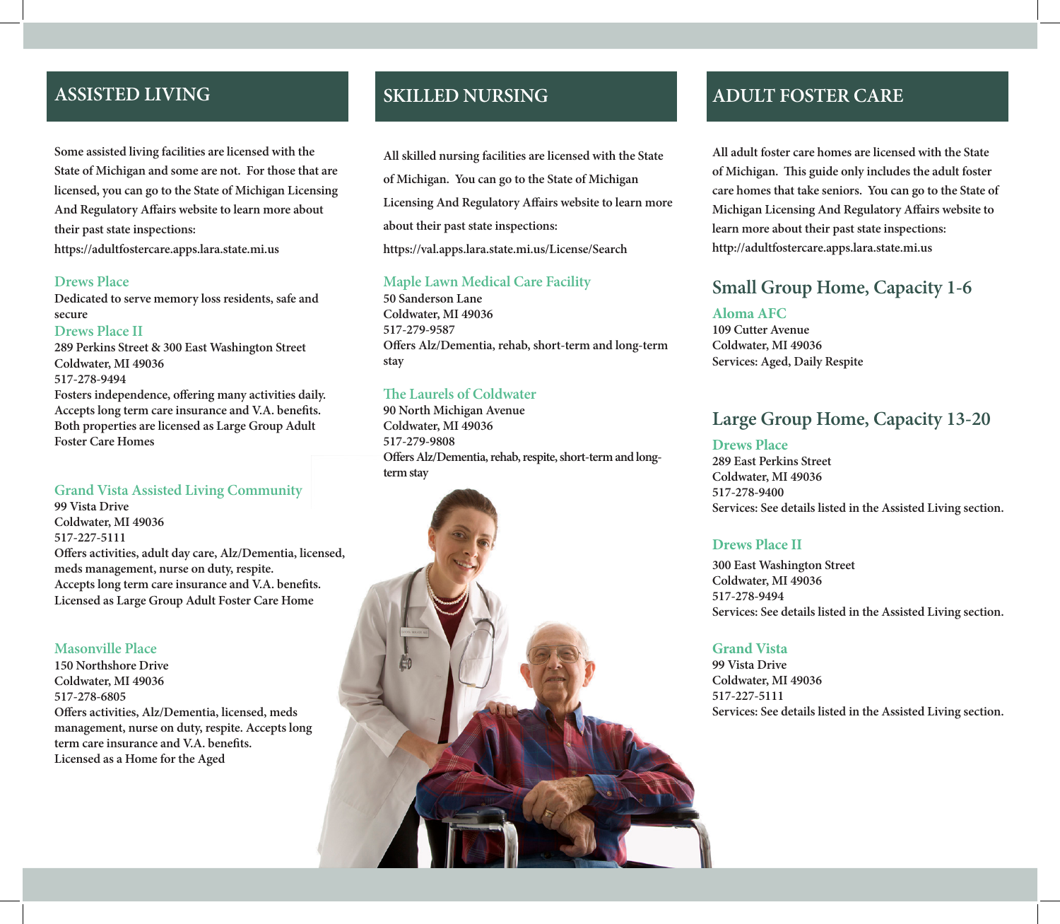## ASSISTED LIVING

Some assisted living facilities are licensed with the State of Michigan and some are not. For those that are licensed, you can go to the State of Michigan Licensing And Regulatory Affairs website to learn more about their past state inspections:
https://adultfostercare.apps.lara.state.mi.us

### Drews Place

Dedicated to serve memory loss residents, safe and secure

### Drews Place II

289 Perkins Street & 300 East Washington Street
Coldwater, MI 49036
517-278-9494
Fosters independence, offering many activities daily. Accepts long term care insurance and V.A. benefits. Both properties are licensed as Large Group Adult Foster Care Homes

### Grand Vista Assisted Living Community

99 Vista Drive
Coldwater, MI 49036
517-227-5111
Offers activities, adult day care, Alz/Dementia, licensed, meds management, nurse on duty, respite.
Accepts long term care insurance and V.A. benefits.
Licensed as Large Group Adult Foster Care Home

### Masonville Place

150 Northshore Drive
Coldwater, MI 49036
517-278-6805
Offers activities, Alz/Dementia, licensed, meds management, nurse on duty, respite. Accepts long term care insurance and V.A. benefits.
Licensed as a Home for the Aged

## SKILLED NURSING

All skilled nursing facilities are licensed with the State of Michigan. You can go to the State of Michigan Licensing And Regulatory Affairs website to learn more about their past state inspections:
https://val.apps.lara.state.mi.us/License/Search

### Maple Lawn Medical Care Facility

50 Sanderson Lane
Coldwater, MI 49036
517-279-9587
Offers Alz/Dementia, rehab, short-term and long-term stay

### The Laurels of Coldwater

90 North Michigan Avenue
Coldwater, MI 49036
517-279-9808
Offers Alz/Dementia, rehab, respite, short-term and long-term stay

## ADULT FOSTER CARE

All adult foster care homes are licensed with the State of Michigan. This guide only includes the adult foster care homes that take seniors. You can go to the State of Michigan Licensing And Regulatory Affairs website to learn more about their past state inspections:
http://adultfostercare.apps.lara.state.mi.us

### Small Group Home, Capacity 1-6

#### Aloma AFC

109 Cutter Avenue
Coldwater, MI 49036
Services: Aged, Daily Respite

### Large Group Home, Capacity 13-20

#### Drews Place

289 East Perkins Street
Coldwater, MI 49036
517-278-9400
Services: See details listed in the Assisted Living section.

#### Drews Place II

300 East Washington Street
Coldwater, MI 49036
517-278-9494
Services: See details listed in the Assisted Living section.

#### Grand Vista

99 Vista Drive
Coldwater, MI 49036
517-227-5111
Services: See details listed in the Assisted Living section.